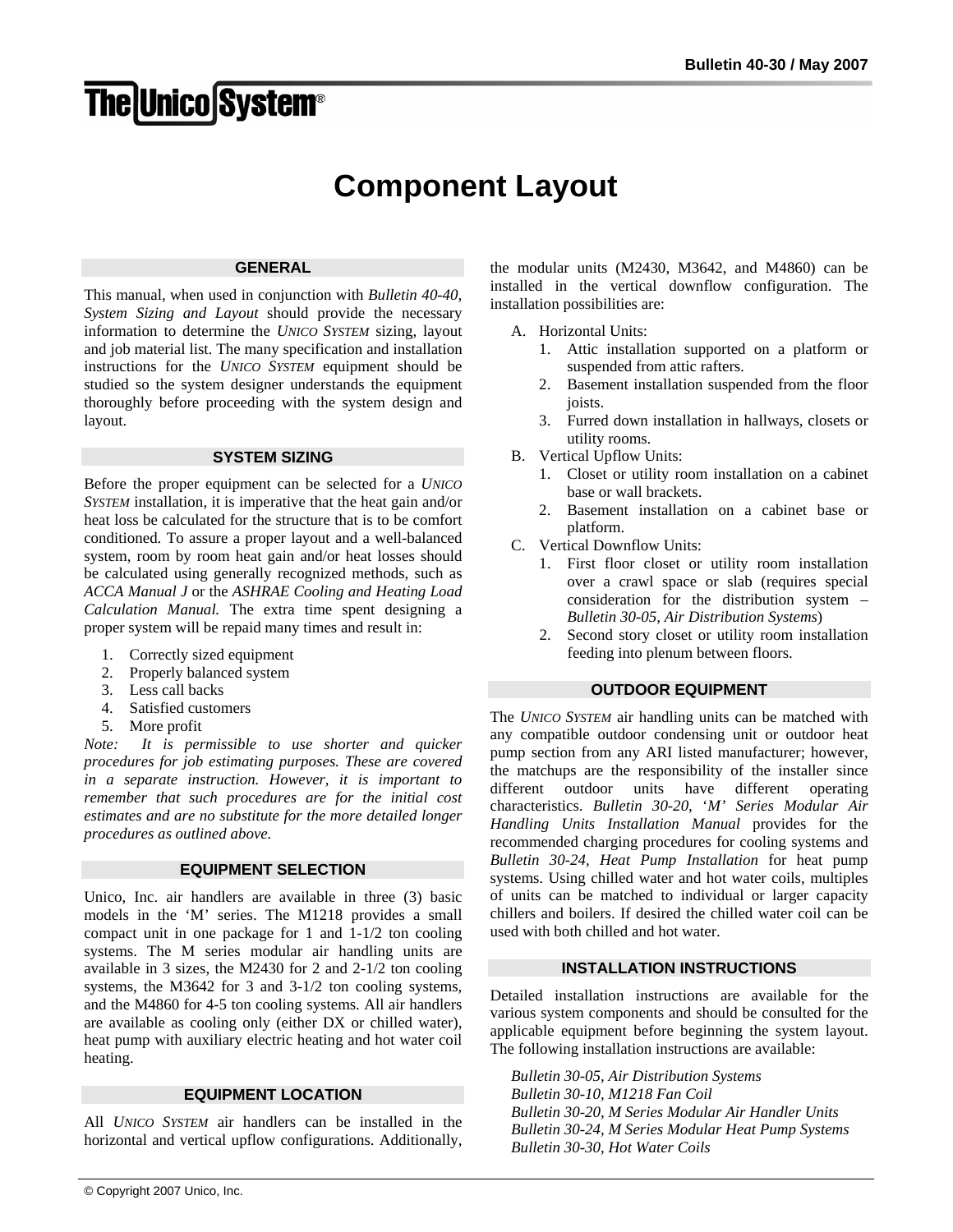# Component Layout

## GENERAL

This manual, when used in conjunction with *Bulletin 40-40, System Sizing and Layout* should provide the necessary information to determine the *UNICO SYSTEM* sizing, layout and job material list. The many specification and installation instructions for the *UNICO SYSTEM* equipment should be studied so the system designer understands the equipment thoroughly before proceeding with the system design and layout.

## SYSTEM SIZING

Before the proper equipment can be selected for a *UNICO SYSTEM* installation, it is imperative that the heat gain and/or heat loss be calculated for the structure that is to be comfort conditioned. To assure a proper layout and a well-balanced system, room by room heat gain and/or heat losses should be calculated using generally recognized methods, such as *ACCA Manual J* or the *ASHRAE Cooling and Heating Load Calculation Manual.* The extra time spent designing a proper system will be repaid many times and result in:

1. Correctly sized equipment
2. Properly balanced system
3. Less call backs
4. Satisfied customers
5. More profit

*Note: It is permissible to use shorter and quicker procedures for job estimating purposes. These are covered in a separate instruction. However, it is important to remember that such procedures are for the initial cost estimates and are no substitute for the more detailed longer procedures as outlined above.*

## EQUIPMENT SELECTION

Unico, Inc. air handlers are available in three (3) basic models in the 'M' series. The M1218 provides a small compact unit in one package for 1 and 1-1/2 ton cooling systems. The M series modular air handling units are available in 3 sizes, the M2430 for 2 and 2-1/2 ton cooling systems, the M3642 for 3 and 3-1/2 ton cooling systems, and the M4860 for 4-5 ton cooling systems. All air handlers are available as cooling only (either DX or chilled water), heat pump with auxiliary electric heating and hot water coil heating.

## EQUIPMENT LOCATION

All *UNICO SYSTEM* air handlers can be installed in the horizontal and vertical upflow configurations. Additionally, the modular units (M2430, M3642, and M4860) can be installed in the vertical downflow configuration. The installation possibilities are:

A. Horizontal Units:
   1. Attic installation supported on a platform or suspended from attic rafters.
   2. Basement installation suspended from the floor joists.
   3. Furred down installation in hallways, closets or utility rooms.
B. Vertical Upflow Units:
   1. Closet or utility room installation on a cabinet base or wall brackets.
   2. Basement installation on a cabinet base or platform.
C. Vertical Downflow Units:
   1. First floor closet or utility room installation over a crawl space or slab (requires special consideration for the distribution system – *Bulletin 30-05, Air Distribution Systems*)
   2. Second story closet or utility room installation feeding into plenum between floors.

## OUTDOOR EQUIPMENT

The *UNICO SYSTEM* air handling units can be matched with any compatible outdoor condensing unit or outdoor heat pump section from any ARI listed manufacturer; however, the matchups are the responsibility of the installer since different outdoor units have different operating characteristics. *Bulletin 30-20, 'M' Series Modular Air Handling Units Installation Manual* provides for the recommended charging procedures for cooling systems and *Bulletin 30-24, Heat Pump Installation* for heat pump systems. Using chilled water and hot water coils, multiples of units can be matched to individual or larger capacity chillers and boilers. If desired the chilled water coil can be used with both chilled and hot water.

## INSTALLATION INSTRUCTIONS

Detailed installation instructions are available for the various system components and should be consulted for the applicable equipment before beginning the system layout. The following installation instructions are available:

*Bulletin 30-05, Air Distribution Systems*  
*Bulletin 30-10, M1218 Fan Coil*  
*Bulletin 30-20, M Series Modular Air Handler Units*  
*Bulletin 30-24, M Series Modular Heat Pump Systems*  
*Bulletin 30-30, Hot Water Coils*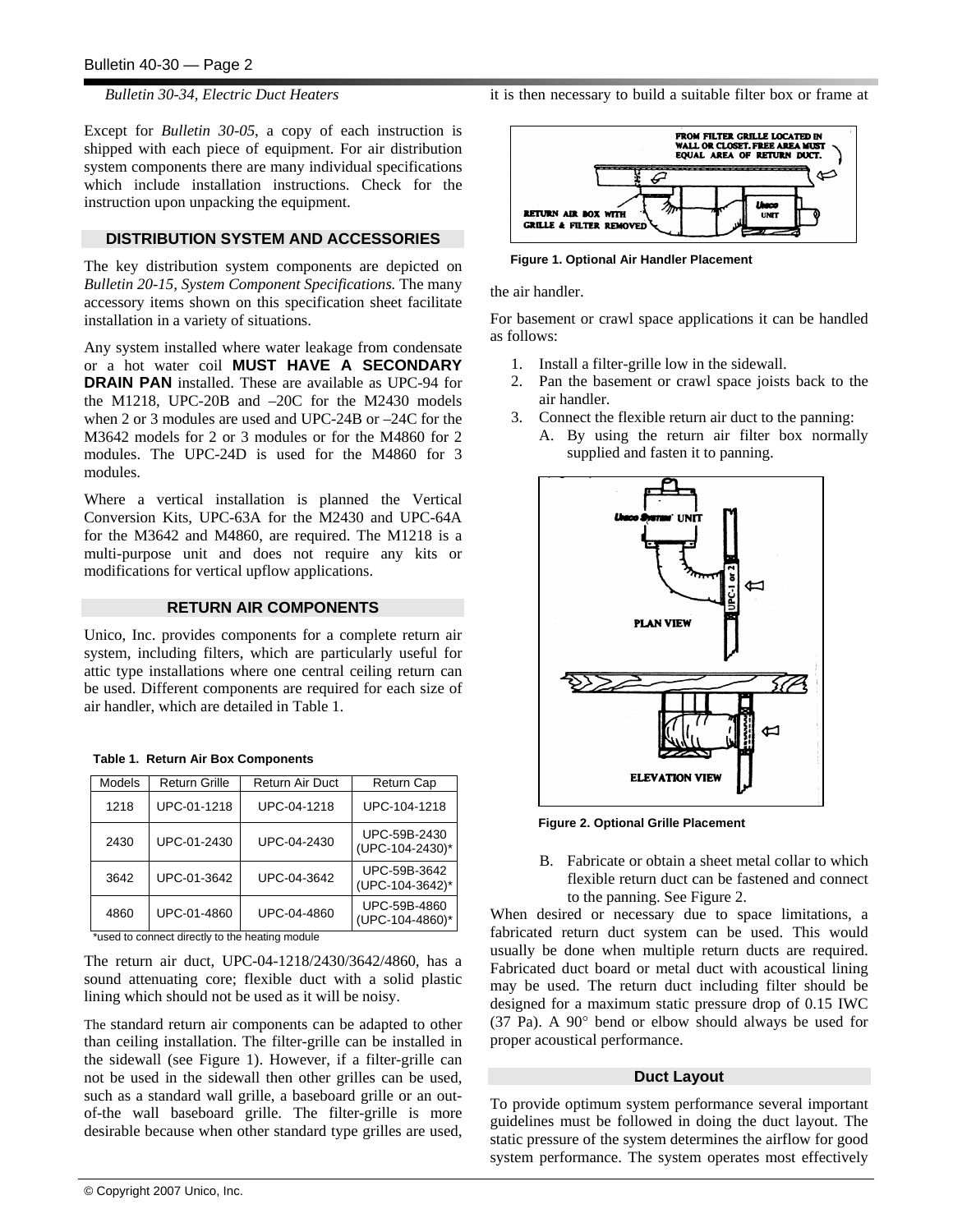*Bulletin 30-34, Electric Duct Heaters*

Except for *Bulletin 30-05*, a copy of each instruction is shipped with each piece of equipment. For air distribution system components there are many individual specifications which include installation instructions. Check for the instruction upon unpacking the equipment.

## DISTRIBUTION SYSTEM AND ACCESSORIES

The key distribution system components are depicted on *Bulletin 20-15, System Component Specifications.* The many accessory items shown on this specification sheet facilitate installation in a variety of situations.

Any system installed where water leakage from condensate or a hot water coil **MUST HAVE A SECONDARY DRAIN PAN** installed. These are available as UPC-94 for the M1218, UPC-20B and –20C for the M2430 models when 2 or 3 modules are used and UPC-24B or –24C for the M3642 models for 2 or 3 modules or for the M4860 for 2 modules. The UPC-24D is used for the M4860 for 3 modules.

Where a vertical installation is planned the Vertical Conversion Kits, UPC-63A for the M2430 and UPC-64A for the M3642 and M4860, are required. The M1218 is a multi-purpose unit and does not require any kits or modifications for vertical upflow applications.

## RETURN AIR COMPONENTS

Unico, Inc. provides components for a complete return air system, including filters, which are particularly useful for attic type installations where one central ceiling return can be used. Different components are required for each size of air handler, which are detailed in Table 1.

**Table 1. Return Air Box Components**

| Models | Return Grille | Return Air Duct | Return Cap |
|---|---|---|---|
| 1218 | UPC-01-1218 | UPC-04-1218 | UPC-104-1218 |
| 2430 | UPC-01-2430 | UPC-04-2430 | UPC-59B-2430 (UPC-104-2430)* |
| 3642 | UPC-01-3642 | UPC-04-3642 | UPC-59B-3642 (UPC-104-3642)* |
| 4860 | UPC-01-4860 | UPC-04-4860 | UPC-59B-4860 (UPC-104-4860)* |

*used to connect directly to the heating module

The return air duct, UPC-04-1218/2430/3642/4860, has a sound attenuating core; flexible duct with a solid plastic lining which should not be used as it will be noisy.

The standard return air components can be adapted to other than ceiling installation. The filter-grille can be installed in the sidewall (see Figure 1). However, if a filter-grille can not be used in the sidewall then other grilles can be used, such as a standard wall grille, a baseboard grille or an out-of-the wall baseboard grille. The filter-grille is more desirable because when other standard type grilles are used, it is then necessary to build a suitable filter box or frame at the air handler.

FROM FILTER GRILLE LOCATED IN WALL OR CLOSET. FREE AREA MUST EQUAL AREA OF RETURN DUCT.

RETURN AIR BOX WITH GRILLE & FILTER REMOVED

**Figure 1. Optional Air Handler Placement**

For basement or crawl space applications it can be handled as follows:

1. Install a filter-grille low in the sidewall.
2. Pan the basement or crawl space joists back to the air handler.
3. Connect the flexible return air duct to the panning:
   A. By using the return air filter box normally supplied and fasten it to panning.

**Figure 2. Optional Grille Placement**

   B. Fabricate or obtain a sheet metal collar to which flexible return duct can be fastened and connect to the panning. See Figure 2.

When desired or necessary due to space limitations, a fabricated return duct system can be used. This would usually be done when multiple return ducts are required. Fabricated duct board or metal duct with acoustical lining may be used. The return duct including filter should be designed for a maximum static pressure drop of 0.15 IWC (37 Pa). A 90° bend or elbow should always be used for proper acoustical performance.

## Duct Layout

To provide optimum system performance several important guidelines must be followed in doing the duct layout. The static pressure of the system determines the airflow for good system performance. The system operates most effectively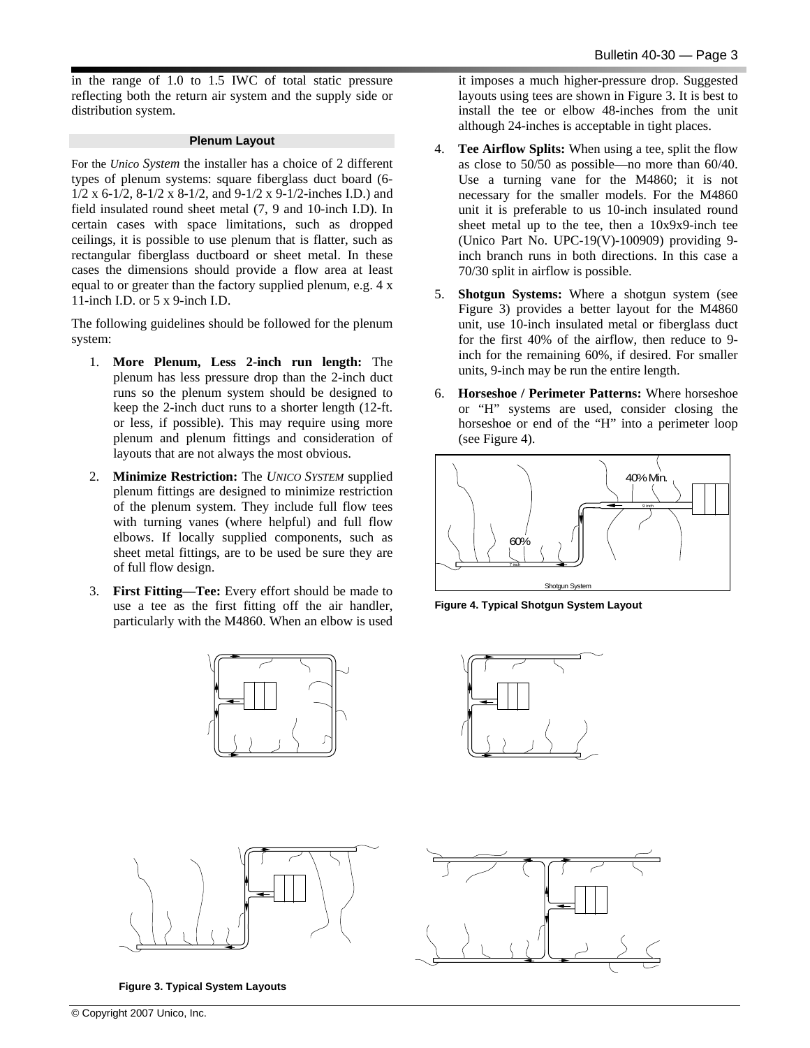in the range of 1.0 to 1.5 IWC of total static pressure reflecting both the return air system and the supply side or distribution system.

## Plenum Layout

For the *Unico System* the installer has a choice of 2 different types of plenum systems: square fiberglass duct board (6-1/2 x 6-1/2, 8-1/2 x 8-1/2, and 9-1/2 x 9-1/2-inches I.D.) and field insulated round sheet metal (7, 9 and 10-inch I.D). In certain cases with space limitations, such as dropped ceilings, it is possible to use plenum that is flatter, such as rectangular fiberglass ductboard or sheet metal. In these cases the dimensions should provide a flow area at least equal to or greater than the factory supplied plenum, e.g. 4 x 11-inch I.D. or 5 x 9-inch I.D.

The following guidelines should be followed for the plenum system:

1. **More Plenum, Less 2-inch run length:** The plenum has less pressure drop than the 2-inch duct runs so the plenum system should be designed to keep the 2-inch duct runs to a shorter length (12-ft. or less, if possible). This may require using more plenum and plenum fittings and consideration of layouts that are not always the most obvious.

2. **Minimize Restriction:** The *UNICO SYSTEM* supplied plenum fittings are designed to minimize restriction of the plenum system. They include full flow tees with turning vanes (where helpful) and full flow elbows. If locally supplied components, such as sheet metal fittings, are to be used be sure they are of full flow design.

3. **First Fitting—Tee:** Every effort should be made to use a tee as the first fitting off the air handler, particularly with the M4860. When an elbow is used it imposes a much higher-pressure drop. Suggested layouts using tees are shown in Figure 3. It is best to install the tee or elbow 48-inches from the unit although 24-inches is acceptable in tight places.

4. **Tee Airflow Splits:** When using a tee, split the flow as close to 50/50 as possible—no more than 60/40. Use a turning vane for the M4860; it is not necessary for the smaller models. For the M4860 unit it is preferable to us 10-inch insulated round sheet metal up to the tee, then a 10x9x9-inch tee (Unico Part No. UPC-19(V)-100909) providing 9-inch branch runs in both directions. In this case a 70/30 split in airflow is possible.

5. **Shotgun Systems:** Where a shotgun system (see Figure 3) provides a better layout for the M4860 unit, use 10-inch insulated metal or fiberglass duct for the first 40% of the airflow, then reduce to 9-inch for the remaining 60%, if desired. For smaller units, 9-inch may be run the entire length.

6. **Horseshoe / Perimeter Patterns:** Where horseshoe or "H" systems are used, consider closing the horseshoe or end of the "H" into a perimeter loop (see Figure 4).

Figure 4. Typical Shotgun System Layout

Figure 3. Typical System Layouts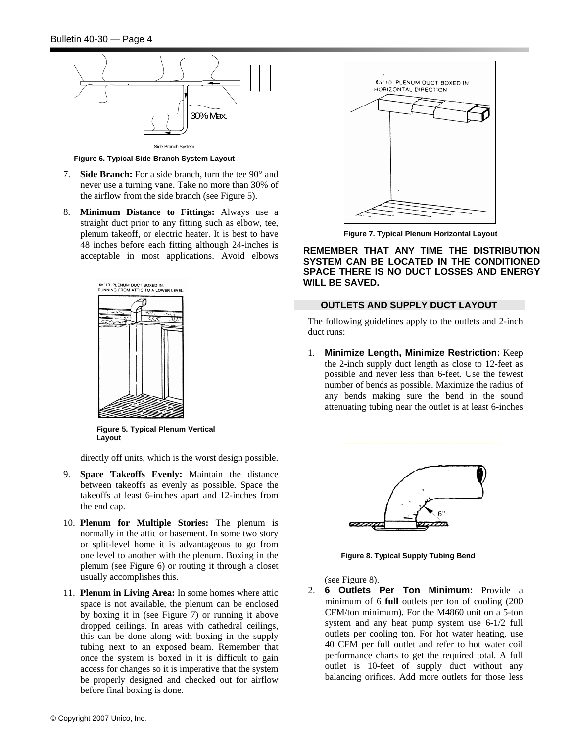Side Branch System

30% Max.

Figure 6. Typical Side-Branch System Layout

7. **Side Branch:** For a side branch, turn the tee 90° and never use a turning vane. Take no more than 30% of the airflow from the side branch (see Figure 5).

8. **Minimum Distance to Fittings:** Always use a straight duct prior to any fitting such as elbow, tee, plenum takeoff, or electric heater. It is best to have 48 inches before each fitting although 24-inches is acceptable in most applications. Avoid elbows directly off units, which is the worst design possible.

8½" I.D. PLENUM DUCT BOXED IN. RUNNING FROM ATTIC TO A LOWER LEVEL.

Figure 5. Typical Plenum Vertical Layout

9. **Space Takeoffs Evenly:** Maintain the distance between takeoffs as evenly as possible. Space the takeoffs at least 6-inches apart and 12-inches from the end cap.

10. **Plenum for Multiple Stories:** The plenum is normally in the attic or basement. In some two story or split-level home it is advantageous to go from one level to another with the plenum. Boxing in the plenum (see Figure 6) or routing it through a closet usually accomplishes this.

11. **Plenum in Living Area:** In some homes where attic space is not available, the plenum can be enclosed by boxing it in (see Figure 7) or running it above dropped ceilings. In areas with cathedral ceilings, this can be done along with boxing in the supply tubing next to an exposed beam. Remember that once the system is boxed in it is difficult to gain access for changes so it is imperative that the system be properly designed and checked out for airflow before final boxing is done.

8½" I.D. PLENUM DUCT BOXED IN HORIZONTAL DIRECTION

Figure 7. Typical Plenum Horizontal Layout

**REMEMBER THAT ANY TIME THE DISTRIBUTION SYSTEM CAN BE LOCATED IN THE CONDITIONED SPACE THERE IS NO DUCT LOSSES AND ENERGY WILL BE SAVED.**

## OUTLETS AND SUPPLY DUCT LAYOUT

The following guidelines apply to the outlets and 2-inch duct runs:

1. **Minimize Length, Minimize Restriction:** Keep the 2-inch supply duct length as close to 12-feet as possible and never less than 6-feet. Use the fewest number of bends as possible. Maximize the radius of any bends making sure the bend in the sound attenuating tubing near the outlet is at least 6-inches (see Figure 8).

6"

Figure 8. Typical Supply Tubing Bend

2. **6 Outlets Per Ton Minimum:** Provide a minimum of 6 **full** outlets per ton of cooling (200 CFM/ton minimum). For the M4860 unit on a 5-ton system and any heat pump system use 6-1/2 full outlets per cooling ton. For hot water heating, use 40 CFM per full outlet and refer to hot water coil performance charts to get the required total. A full outlet is 10-feet of supply duct without any balancing orifices. Add more outlets for those less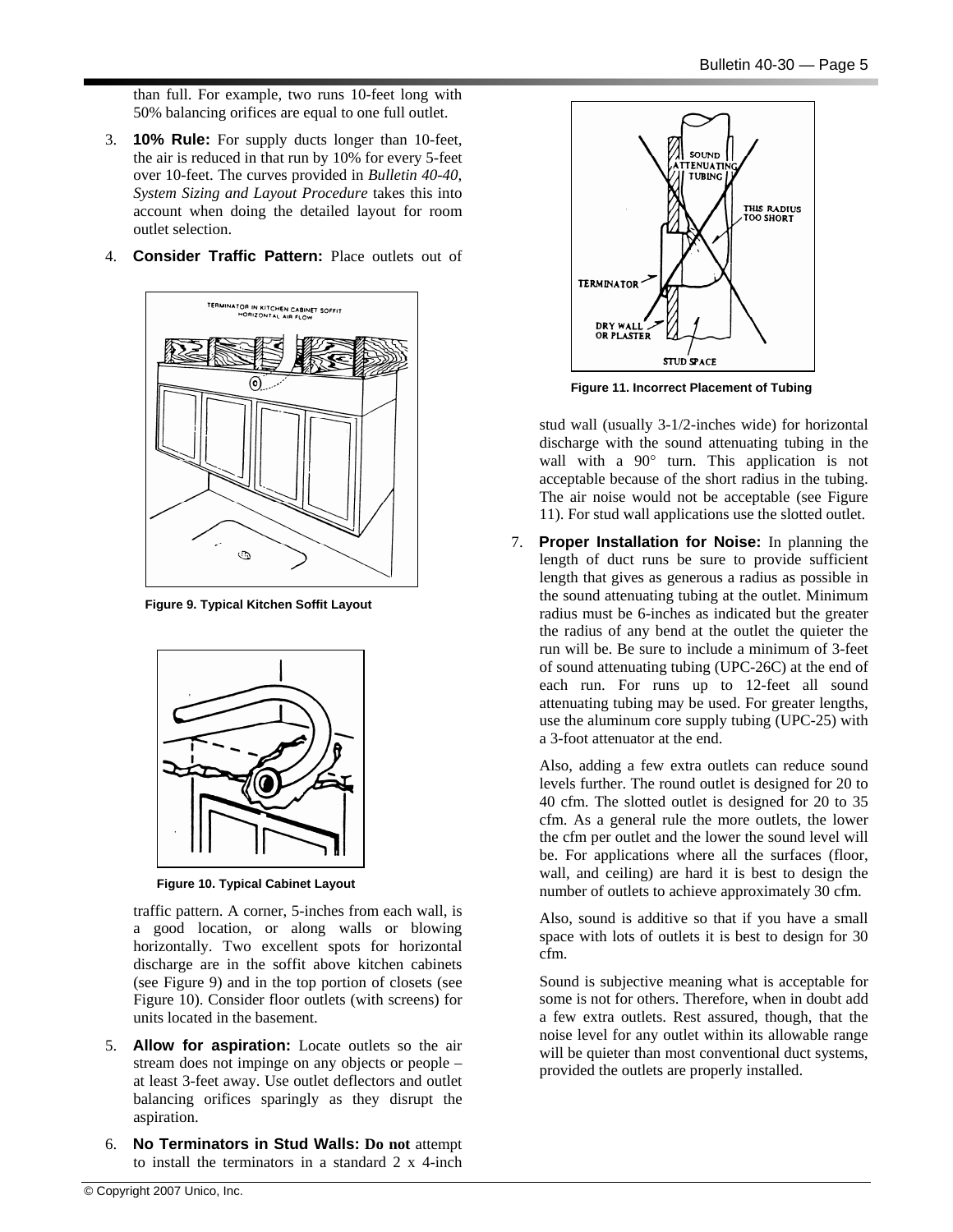than full. For example, two runs 10-feet long with 50% balancing orifices are equal to one full outlet.

3. **10% Rule:** For supply ducts longer than 10-feet, the air is reduced in that run by 10% for every 5-feet over 10-feet. The curves provided in *Bulletin 40-40, System Sizing and Layout Procedure* takes this into account when doing the detailed layout for room outlet selection.

4. **Consider Traffic Pattern:** Place outlets out of traffic pattern. A corner, 5-inches from each wall, is a good location, or along walls or blowing horizontally. Two excellent spots for horizontal discharge are in the soffit above kitchen cabinets (see Figure 9) and in the top portion of closets (see Figure 10). Consider floor outlets (with screens) for units located in the basement.

**Figure 9. Typical Kitchen Soffit Layout**

**Figure 10. Typical Cabinet Layout**

5. **Allow for aspiration:** Locate outlets so the air stream does not impinge on any objects or people – at least 3-feet away. Use outlet deflectors and outlet balancing orifices sparingly as they disrupt the aspiration.

6. **No Terminators in Stud Walls:** **Do not** attempt to install the terminators in a standard 2 x 4-inch stud wall (usually 3-1/2-inches wide) for horizontal discharge with the sound attenuating tubing in the wall with a 90° turn. This application is not acceptable because of the short radius in the tubing. The air noise would not be acceptable (see Figure 11). For stud wall applications use the slotted outlet.

**Figure 11. Incorrect Placement of Tubing**

7. **Proper Installation for Noise:** In planning the length of duct runs be sure to provide sufficient length that gives as generous a radius as possible in the sound attenuating tubing at the outlet. Minimum radius must be 6-inches as indicated but the greater the radius of any bend at the outlet the quieter the run will be. Be sure to include a minimum of 3-feet of sound attenuating tubing (UPC-26C) at the end of each run. For runs up to 12-feet all sound attenuating tubing may be used. For greater lengths, use the aluminum core supply tubing (UPC-25) with a 3-foot attenuator at the end.

   Also, adding a few extra outlets can reduce sound levels further. The round outlet is designed for 20 to 40 cfm. The slotted outlet is designed for 20 to 35 cfm. As a general rule the more outlets, the lower the cfm per outlet and the lower the sound level will be. For applications where all the surfaces (floor, wall, and ceiling) are hard it is best to design the number of outlets to achieve approximately 30 cfm.

   Also, sound is additive so that if you have a small space with lots of outlets it is best to design for 30 cfm.

   Sound is subjective meaning what is acceptable for some is not for others. Therefore, when in doubt add a few extra outlets. Rest assured, though, that the noise level for any outlet within its allowable range will be quieter than most conventional duct systems, provided the outlets are properly installed.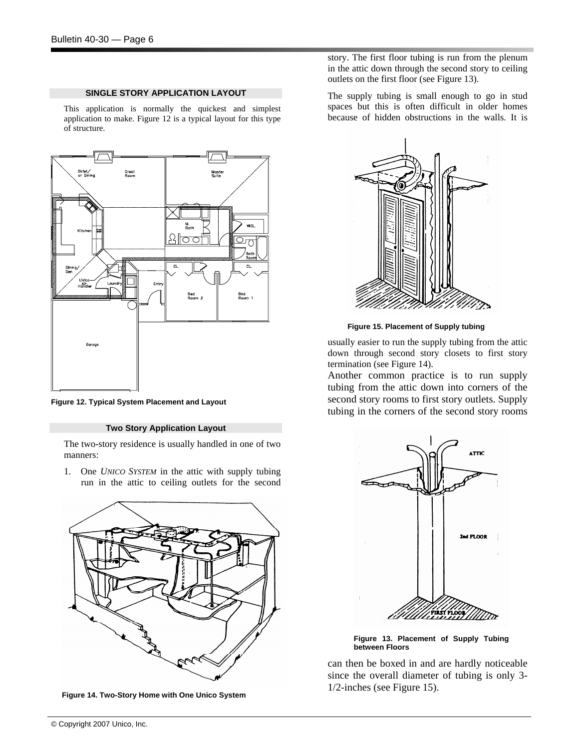## SINGLE STORY APPLICATION LAYOUT

This application is normally the quickest and simplest application to make. Figure 12 is a typical layout for this type of structure.

Figure 12. Typical System Placement and Layout

## Two Story Application Layout

The two-story residence is usually handled in one of two manners:

1. One *UNICO SYSTEM* in the attic with supply tubing run in the attic to ceiling outlets for the second story. The first floor tubing is run from the plenum in the attic down through the second story to ceiling outlets on the first floor (see Figure 13).

Figure 14. Two-Story Home with One Unico System

The supply tubing is small enough to go in stud spaces but this is often difficult in older homes because of hidden obstructions in the walls. It is usually easier to run the supply tubing from the attic down through second story closets to first story termination (see Figure 14).

Figure 15. Placement of Supply tubing

Another common practice is to run supply tubing from the attic down into corners of the second story rooms to first story outlets. Supply tubing in the corners of the second story rooms can then be boxed in and are hardly noticeable since the overall diameter of tubing is only 3-1/2-inches (see Figure 15).

Figure 13. Placement of Supply Tubing between Floors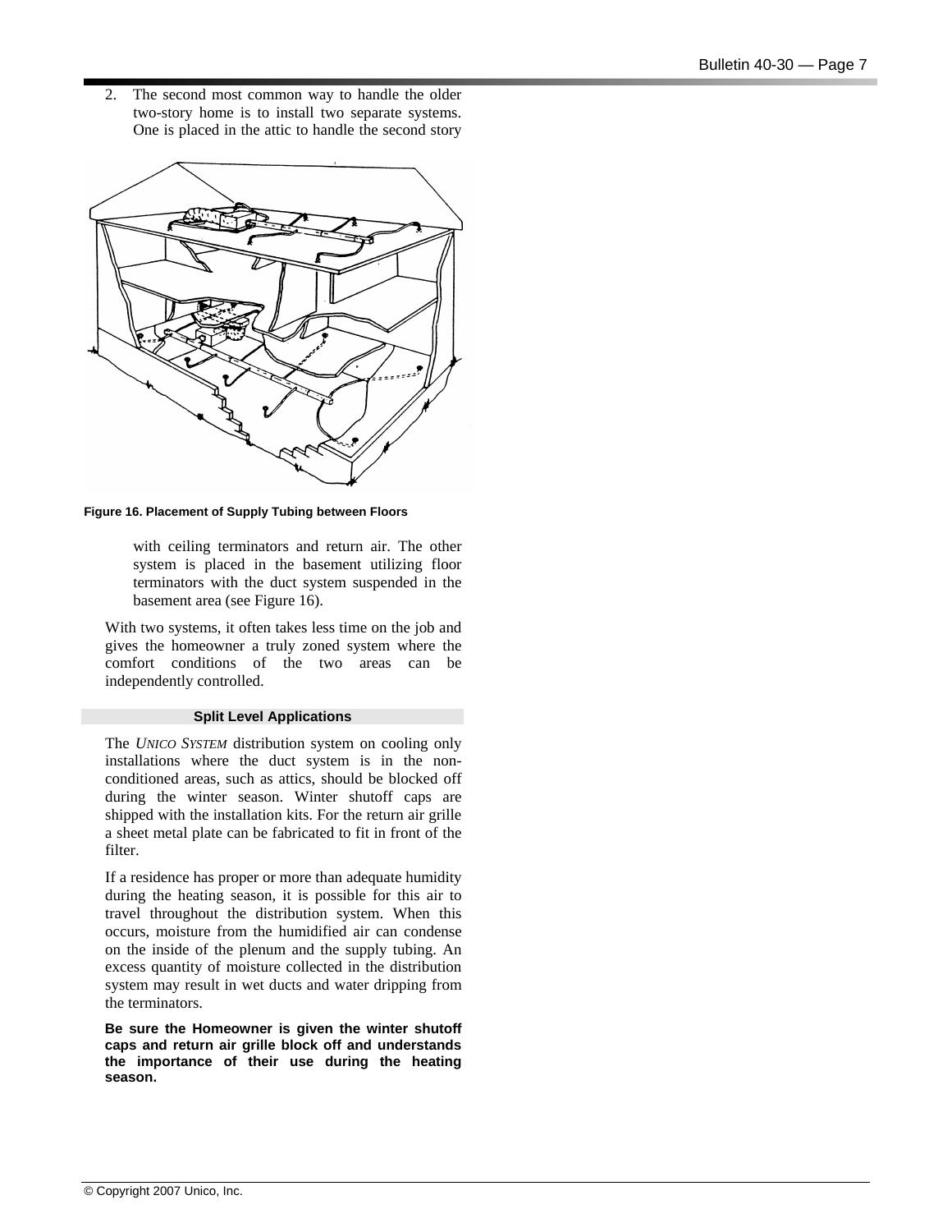2. The second most common way to handle the older two-story home is to install two separate systems. One is placed in the attic to handle the second story with ceiling terminators and return air. The other system is placed in the basement utilizing floor terminators with the duct system suspended in the basement area (see Figure 16).

Figure 16. Placement of Supply Tubing between Floors

With two systems, it often takes less time on the job and gives the homeowner a truly zoned system where the comfort conditions of the two areas can be independently controlled.

## Split Level Applications

The *UNICO SYSTEM* distribution system on cooling only installations where the duct system is in the non-conditioned areas, such as attics, should be blocked off during the winter season. Winter shutoff caps are shipped with the installation kits. For the return air grille a sheet metal plate can be fabricated to fit in front of the filter.

If a residence has proper or more than adequate humidity during the heating season, it is possible for this air to travel throughout the distribution system. When this occurs, moisture from the humidified air can condense on the inside of the plenum and the supply tubing. An excess quantity of moisture collected in the distribution system may result in wet ducts and water dripping from the terminators.

**Be sure the Homeowner is given the winter shutoff caps and return air grille block off and understands the importance of their use during the heating season.**

© Copyright 2007 Unico, Inc.